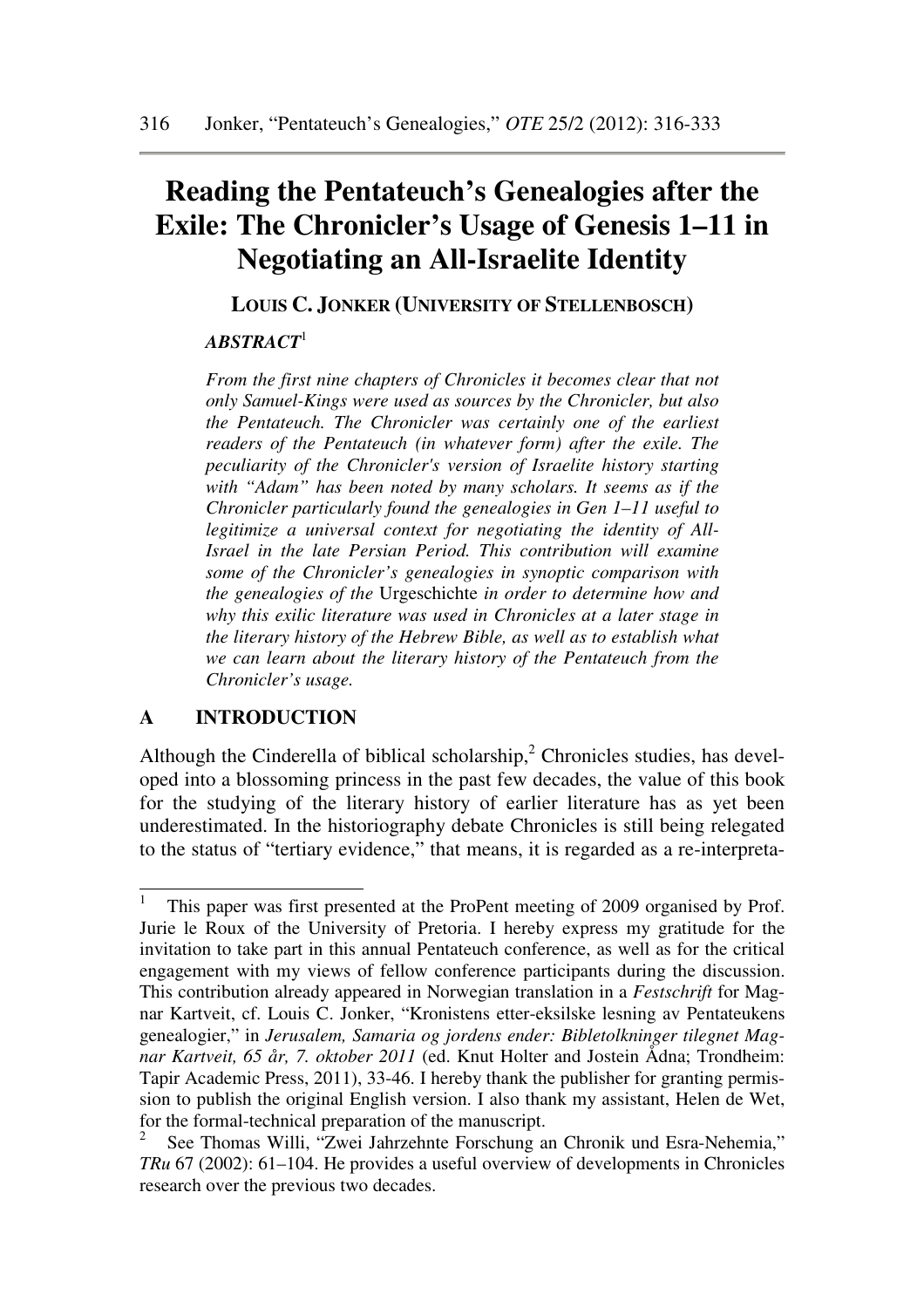# Reading the Pentateuch's Genealogies after the Exile: The Chronicler's Usage of Genesis 1–11 in Negotiating an All-Israelite Identity

**LOUIS C. JONKER (UNIVERSITY OF STELLENBOSCH)**

***ABSTRACT***[1]

*From the first nine chapters of Chronicles it becomes clear that not only Samuel-Kings were used as sources by the Chronicler, but also the Pentateuch. The Chronicler was certainly one of the earliest readers of the Pentateuch (in whatever form) after the exile. The peculiarity of the Chronicler's version of Israelite history starting with "Adam" has been noted by many scholars. It seems as if the Chronicler particularly found the genealogies in Gen 1–11 useful to legitimize a universal context for negotiating the identity of All-Israel in the late Persian Period. This contribution will examine some of the Chronicler's genealogies in synoptic comparison with the genealogies of the* Urgeschichte *in order to determine how and why this exilic literature was used in Chronicles at a later stage in the literary history of the Hebrew Bible, as well as to establish what we can learn about the literary history of the Pentateuch from the Chronicler's usage.*

## A INTRODUCTION

Although the Cinderella of biblical scholarship,[2] Chronicles studies, has developed into a blossoming princess in the past few decades, the value of this book for the studying of the literary history of earlier literature has as yet been underestimated. In the historiography debate Chronicles is still being relegated to the status of "tertiary evidence," that means, it is regarded as a re-interpreta-

---

[1] This paper was first presented at the ProPent meeting of 2009 organised by Prof. Jurie le Roux of the University of Pretoria. I hereby express my gratitude for the invitation to take part in this annual Pentateuch conference, as well as for the critical engagement with my views of fellow conference participants during the discussion. This contribution already appeared in Norwegian translation in a *Festschrift* for Magnar Kartveit, cf. Louis C. Jonker, "Kronistens etter-eksilske lesning av Pentateukens genealogier," in *Jerusalem, Samaria og jordens ender: Bibletolkninger tilegnet Magnar Kartveit, 65 år, 7. oktober 2011* (ed. Knut Holter and Jostein Ådna; Trondheim: Tapir Academic Press, 2011), 33-46. I hereby thank the publisher for granting permission to publish the original English version. I also thank my assistant, Helen de Wet, for the formal-technical preparation of the manuscript.

[2] See Thomas Willi, "Zwei Jahrzehnte Forschung an Chronik und Esra-Nehemia," *TRu* 67 (2002): 61–104. He provides a useful overview of developments in Chronicles research over the previous two decades.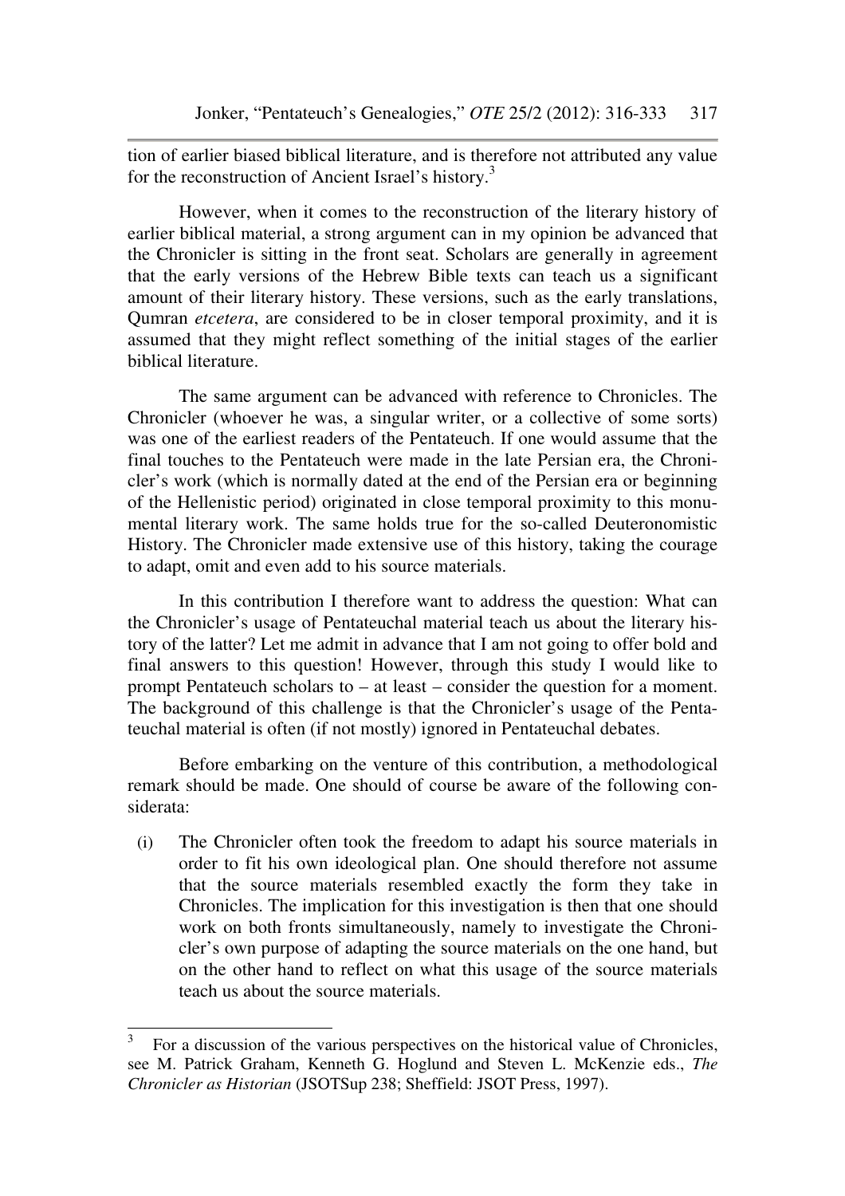tion of earlier biased biblical literature, and is therefore not attributed any value for the reconstruction of Ancient Israel's history.[3]

However, when it comes to the reconstruction of the literary history of earlier biblical material, a strong argument can in my opinion be advanced that the Chronicler is sitting in the front seat. Scholars are generally in agreement that the early versions of the Hebrew Bible texts can teach us a significant amount of their literary history. These versions, such as the early translations, Qumran *etcetera*, are considered to be in closer temporal proximity, and it is assumed that they might reflect something of the initial stages of the earlier biblical literature.

The same argument can be advanced with reference to Chronicles. The Chronicler (whoever he was, a singular writer, or a collective of some sorts) was one of the earliest readers of the Pentateuch. If one would assume that the final touches to the Pentateuch were made in the late Persian era, the Chronicler's work (which is normally dated at the end of the Persian era or beginning of the Hellenistic period) originated in close temporal proximity to this monumental literary work. The same holds true for the so-called Deuteronomistic History. The Chronicler made extensive use of this history, taking the courage to adapt, omit and even add to his source materials.

In this contribution I therefore want to address the question: What can the Chronicler's usage of Pentateuchal material teach us about the literary history of the latter? Let me admit in advance that I am not going to offer bold and final answers to this question! However, through this study I would like to prompt Pentateuch scholars to – at least – consider the question for a moment. The background of this challenge is that the Chronicler's usage of the Pentateuchal material is often (if not mostly) ignored in Pentateuchal debates.

Before embarking on the venture of this contribution, a methodological remark should be made. One should of course be aware of the following considerata:

(i) The Chronicler often took the freedom to adapt his source materials in order to fit his own ideological plan. One should therefore not assume that the source materials resembled exactly the form they take in Chronicles. The implication for this investigation is then that one should work on both fronts simultaneously, namely to investigate the Chronicler's own purpose of adapting the source materials on the one hand, but on the other hand to reflect on what this usage of the source materials teach us about the source materials.

---

[3] For a discussion of the various perspectives on the historical value of Chronicles, see M. Patrick Graham, Kenneth G. Hoglund and Steven L. McKenzie eds., *The Chronicler as Historian* (JSOTSup 238; Sheffield: JSOT Press, 1997).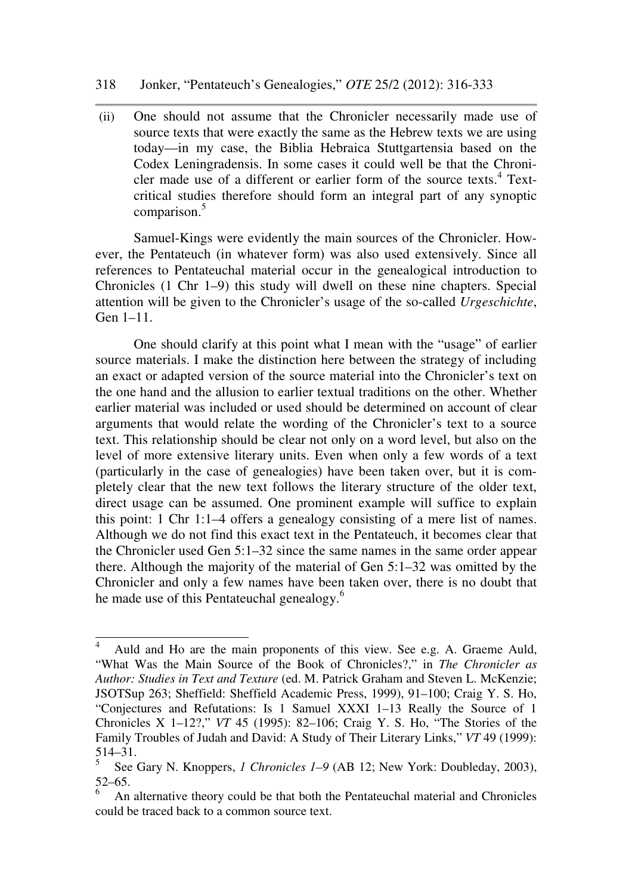(ii) One should not assume that the Chronicler necessarily made use of source texts that were exactly the same as the Hebrew texts we are using today—in my case, the Biblia Hebraica Stuttgartensia based on the Codex Leningradensis. In some cases it could well be that the Chronicler made use of a different or earlier form of the source texts.[4] Text-critical studies therefore should form an integral part of any synoptic comparison.[5]

Samuel-Kings were evidently the main sources of the Chronicler. However, the Pentateuch (in whatever form) was also used extensively. Since all references to Pentateuchal material occur in the genealogical introduction to Chronicles (1 Chr 1–9) this study will dwell on these nine chapters. Special attention will be given to the Chronicler's usage of the so-called *Urgeschichte*, Gen 1–11.

One should clarify at this point what I mean with the "usage" of earlier source materials. I make the distinction here between the strategy of including an exact or adapted version of the source material into the Chronicler's text on the one hand and the allusion to earlier textual traditions on the other. Whether earlier material was included or used should be determined on account of clear arguments that would relate the wording of the Chronicler's text to a source text. This relationship should be clear not only on a word level, but also on the level of more extensive literary units. Even when only a few words of a text (particularly in the case of genealogies) have been taken over, but it is completely clear that the new text follows the literary structure of the older text, direct usage can be assumed. One prominent example will suffice to explain this point: 1 Chr 1:1–4 offers a genealogy consisting of a mere list of names. Although we do not find this exact text in the Pentateuch, it becomes clear that the Chronicler used Gen 5:1–32 since the same names in the same order appear there. Although the majority of the material of Gen 5:1–32 was omitted by the Chronicler and only a few names have been taken over, there is no doubt that he made use of this Pentateuchal genealogy.[6]

---

[4] Auld and Ho are the main proponents of this view. See e.g. A. Graeme Auld, "What Was the Main Source of the Book of Chronicles?," in *The Chronicler as Author: Studies in Text and Texture* (ed. M. Patrick Graham and Steven L. McKenzie; JSOTSup 263; Sheffield: Sheffield Academic Press, 1999), 91–100; Craig Y. S. Ho, "Conjectures and Refutations: Is 1 Samuel XXXI 1–13 Really the Source of 1 Chronicles X 1–12?," *VT* 45 (1995): 82–106; Craig Y. S. Ho, "The Stories of the Family Troubles of Judah and David: A Study of Their Literary Links," *VT* 49 (1999): 514–31.

[5] See Gary N. Knoppers, *1 Chronicles 1–9* (AB 12; New York: Doubleday, 2003), 52–65.

[6] An alternative theory could be that both the Pentateuchal material and Chronicles could be traced back to a common source text.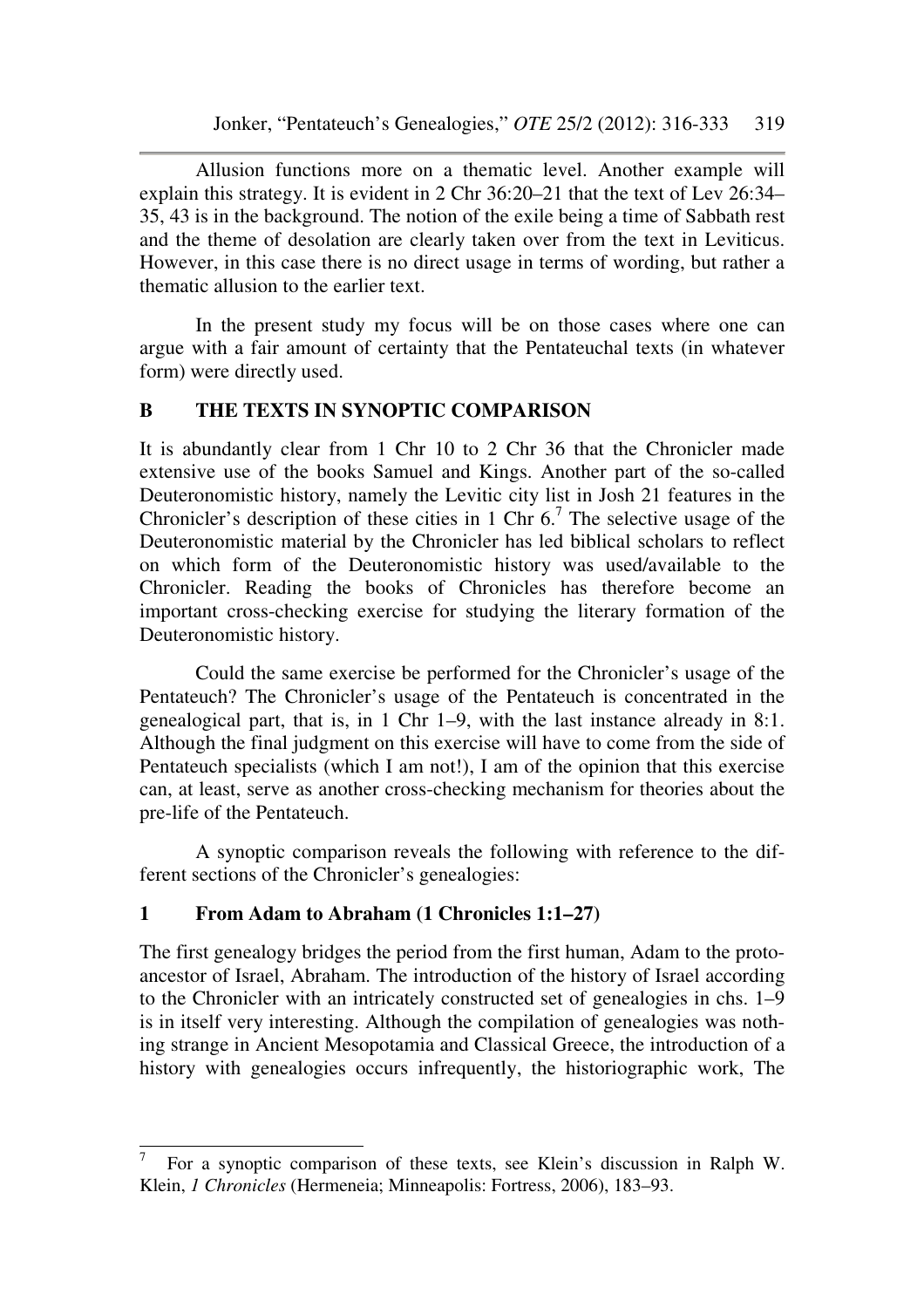Allusion functions more on a thematic level. Another example will explain this strategy. It is evident in 2 Chr 36:20–21 that the text of Lev 26:34–35, 43 is in the background. The notion of the exile being a time of Sabbath rest and the theme of desolation are clearly taken over from the text in Leviticus. However, in this case there is no direct usage in terms of wording, but rather a thematic allusion to the earlier text.

In the present study my focus will be on those cases where one can argue with a fair amount of certainty that the Pentateuchal texts (in whatever form) were directly used.

## B THE TEXTS IN SYNOPTIC COMPARISON

It is abundantly clear from 1 Chr 10 to 2 Chr 36 that the Chronicler made extensive use of the books Samuel and Kings. Another part of the so-called Deuteronomistic history, namely the Levitic city list in Josh 21 features in the Chronicler's description of these cities in 1 Chr 6.[7] The selective usage of the Deuteronomistic material by the Chronicler has led biblical scholars to reflect on which form of the Deuteronomistic history was used/available to the Chronicler. Reading the books of Chronicles has therefore become an important cross-checking exercise for studying the literary formation of the Deuteronomistic history.

Could the same exercise be performed for the Chronicler's usage of the Pentateuch? The Chronicler's usage of the Pentateuch is concentrated in the genealogical part, that is, in 1 Chr 1–9, with the last instance already in 8:1. Although the final judgment on this exercise will have to come from the side of Pentateuch specialists (which I am not!), I am of the opinion that this exercise can, at least, serve as another cross-checking mechanism for theories about the pre-life of the Pentateuch.

A synoptic comparison reveals the following with reference to the different sections of the Chronicler's genealogies:

### 1 From Adam to Abraham (1 Chronicles 1:1–27)

The first genealogy bridges the period from the first human, Adam to the proto-ancestor of Israel, Abraham. The introduction of the history of Israel according to the Chronicler with an intricately constructed set of genealogies in chs. 1–9 is in itself very interesting. Although the compilation of genealogies was nothing strange in Ancient Mesopotamia and Classical Greece, the introduction of a history with genealogies occurs infrequently, the historiographic work, The

---

[7] For a synoptic comparison of these texts, see Klein's discussion in Ralph W. Klein, *1 Chronicles* (Hermeneia; Minneapolis: Fortress, 2006), 183–93.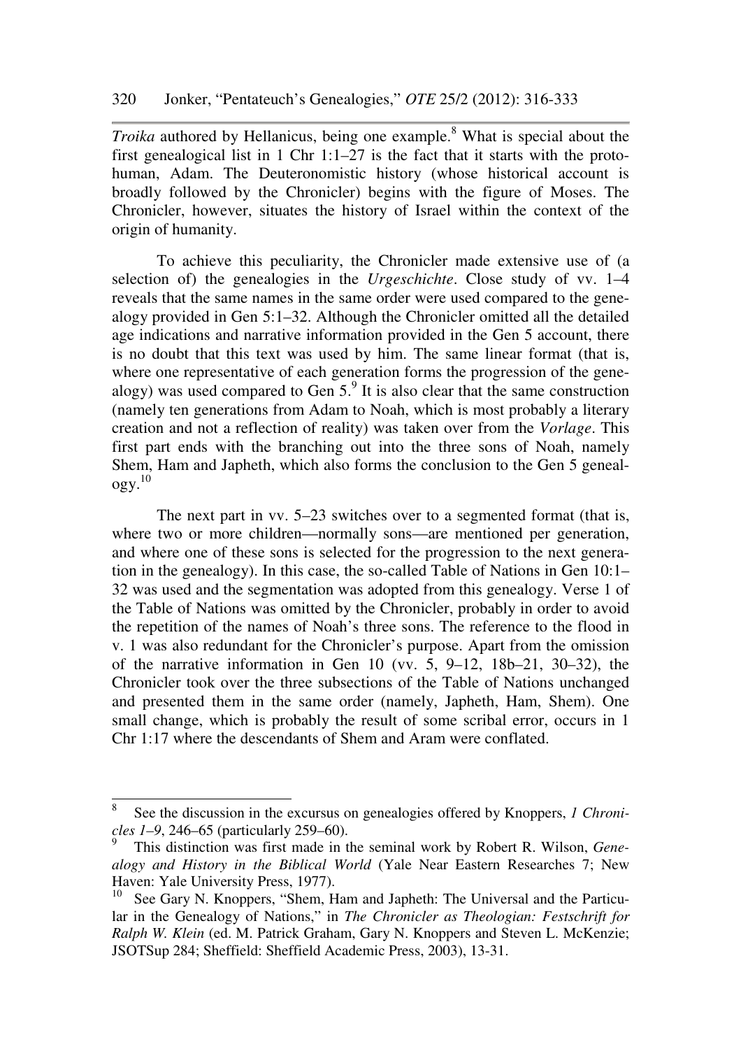*Troika* authored by Hellanicus, being one example.[8] What is special about the first genealogical list in 1 Chr 1:1–27 is the fact that it starts with the proto-human, Adam. The Deuteronomistic history (whose historical account is broadly followed by the Chronicler) begins with the figure of Moses. The Chronicler, however, situates the history of Israel within the context of the origin of humanity.

To achieve this peculiarity, the Chronicler made extensive use of (a selection of) the genealogies in the *Urgeschichte*. Close study of vv. 1–4 reveals that the same names in the same order were used compared to the genealogy provided in Gen 5:1–32. Although the Chronicler omitted all the detailed age indications and narrative information provided in the Gen 5 account, there is no doubt that this text was used by him. The same linear format (that is, where one representative of each generation forms the progression of the genealogy) was used compared to Gen 5.[9] It is also clear that the same construction (namely ten generations from Adam to Noah, which is most probably a literary creation and not a reflection of reality) was taken over from the *Vorlage*. This first part ends with the branching out into the three sons of Noah, namely Shem, Ham and Japheth, which also forms the conclusion to the Gen 5 genealogy.[10]

The next part in vv. 5–23 switches over to a segmented format (that is, where two or more children—normally sons—are mentioned per generation, and where one of these sons is selected for the progression to the next generation in the genealogy). In this case, the so-called Table of Nations in Gen 10:1–32 was used and the segmentation was adopted from this genealogy. Verse 1 of the Table of Nations was omitted by the Chronicler, probably in order to avoid the repetition of the names of Noah's three sons. The reference to the flood in v. 1 was also redundant for the Chronicler's purpose. Apart from the omission of the narrative information in Gen 10 (vv. 5, 9–12, 18b–21, 30–32), the Chronicler took over the three subsections of the Table of Nations unchanged and presented them in the same order (namely, Japheth, Ham, Shem). One small change, which is probably the result of some scribal error, occurs in 1 Chr 1:17 where the descendants of Shem and Aram were conflated.

---

[8] See the discussion in the excursus on genealogies offered by Knoppers, *1 Chronicles 1–9*, 246–65 (particularly 259–60).

[9] This distinction was first made in the seminal work by Robert R. Wilson, *Genealogy and History in the Biblical World* (Yale Near Eastern Researches 7; New Haven: Yale University Press, 1977).

[10] See Gary N. Knoppers, "Shem, Ham and Japheth: The Universal and the Particular in the Genealogy of Nations," in *The Chronicler as Theologian: Festschrift for Ralph W. Klein* (ed. M. Patrick Graham, Gary N. Knoppers and Steven L. McKenzie; JSOTSup 284; Sheffield: Sheffield Academic Press, 2003), 13-31.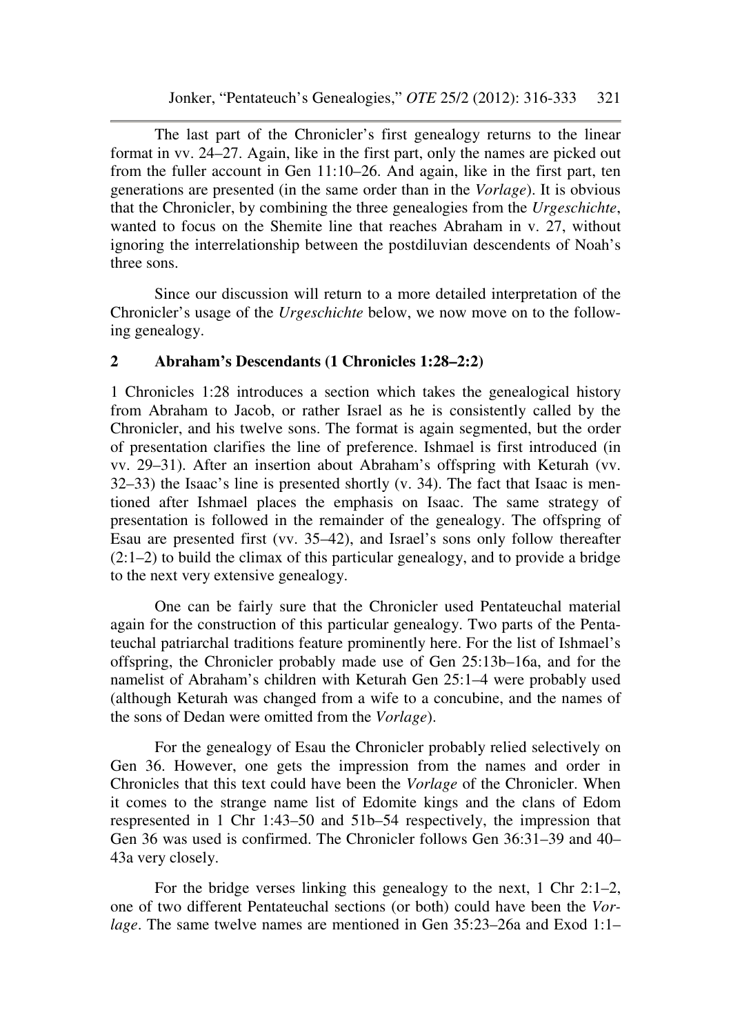The last part of the Chronicler's first genealogy returns to the linear format in vv. 24–27. Again, like in the first part, only the names are picked out from the fuller account in Gen 11:10–26. And again, like in the first part, ten generations are presented (in the same order than in the *Vorlage*). It is obvious that the Chronicler, by combining the three genealogies from the *Urgeschichte*, wanted to focus on the Shemite line that reaches Abraham in v. 27, without ignoring the interrelationship between the postdiluvian descendents of Noah's three sons.

Since our discussion will return to a more detailed interpretation of the Chronicler's usage of the *Urgeschichte* below, we now move on to the following genealogy.

## 2 Abraham's Descendants (1 Chronicles 1:28–2:2)

1 Chronicles 1:28 introduces a section which takes the genealogical history from Abraham to Jacob, or rather Israel as he is consistently called by the Chronicler, and his twelve sons. The format is again segmented, but the order of presentation clarifies the line of preference. Ishmael is first introduced (in vv. 29–31). After an insertion about Abraham's offspring with Keturah (vv. 32–33) the Isaac's line is presented shortly (v. 34). The fact that Isaac is mentioned after Ishmael places the emphasis on Isaac. The same strategy of presentation is followed in the remainder of the genealogy. The offspring of Esau are presented first (vv. 35–42), and Israel's sons only follow thereafter (2:1–2) to build the climax of this particular genealogy, and to provide a bridge to the next very extensive genealogy.

One can be fairly sure that the Chronicler used Pentateuchal material again for the construction of this particular genealogy. Two parts of the Pentateuchal patriarchal traditions feature prominently here. For the list of Ishmael's offspring, the Chronicler probably made use of Gen 25:13b–16a, and for the namelist of Abraham's children with Keturah Gen 25:1–4 were probably used (although Keturah was changed from a wife to a concubine, and the names of the sons of Dedan were omitted from the *Vorlage*).

For the genealogy of Esau the Chronicler probably relied selectively on Gen 36. However, one gets the impression from the names and order in Chronicles that this text could have been the *Vorlage* of the Chronicler. When it comes to the strange name list of Edomite kings and the clans of Edom respresented in 1 Chr 1:43–50 and 51b–54 respectively, the impression that Gen 36 was used is confirmed. The Chronicler follows Gen 36:31–39 and 40–43a very closely.

For the bridge verses linking this genealogy to the next, 1 Chr 2:1–2, one of two different Pentateuchal sections (or both) could have been the *Vorlage*. The same twelve names are mentioned in Gen 35:23–26a and Exod 1:1–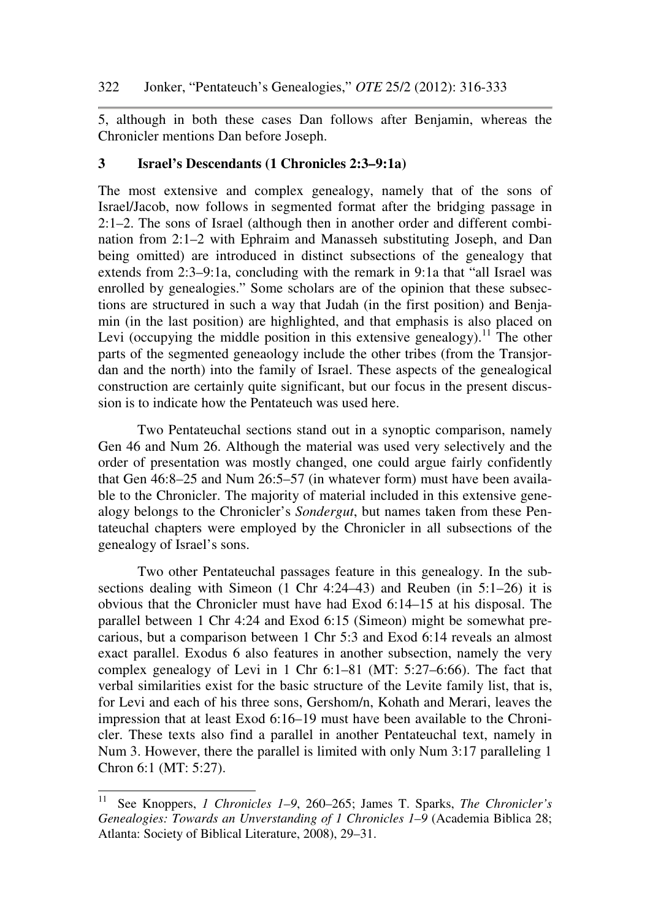5, although in both these cases Dan follows after Benjamin, whereas the Chronicler mentions Dan before Joseph.

## 3 Israel's Descendants (1 Chronicles 2:3–9:1a)

The most extensive and complex genealogy, namely that of the sons of Israel/Jacob, now follows in segmented format after the bridging passage in 2:1–2. The sons of Israel (although then in another order and different combination from 2:1–2 with Ephraim and Manasseh substituting Joseph, and Dan being omitted) are introduced in distinct subsections of the genealogy that extends from 2:3–9:1a, concluding with the remark in 9:1a that "all Israel was enrolled by genealogies." Some scholars are of the opinion that these subsections are structured in such a way that Judah (in the first position) and Benjamin (in the last position) are highlighted, and that emphasis is also placed on Levi (occupying the middle position in this extensive genealogy).[11] The other parts of the segmented geneaology include the other tribes (from the Transjordan and the north) into the family of Israel. These aspects of the genealogical construction are certainly quite significant, but our focus in the present discussion is to indicate how the Pentateuch was used here.

Two Pentateuchal sections stand out in a synoptic comparison, namely Gen 46 and Num 26. Although the material was used very selectively and the order of presentation was mostly changed, one could argue fairly confidently that Gen 46:8–25 and Num 26:5–57 (in whatever form) must have been available to the Chronicler. The majority of material included in this extensive genealogy belongs to the Chronicler's *Sondergut*, but names taken from these Pentateuchal chapters were employed by the Chronicler in all subsections of the genealogy of Israel's sons.

Two other Pentateuchal passages feature in this genealogy. In the subsections dealing with Simeon (1 Chr 4:24–43) and Reuben (in 5:1–26) it is obvious that the Chronicler must have had Exod 6:14–15 at his disposal. The parallel between 1 Chr 4:24 and Exod 6:15 (Simeon) might be somewhat precarious, but a comparison between 1 Chr 5:3 and Exod 6:14 reveals an almost exact parallel. Exodus 6 also features in another subsection, namely the very complex genealogy of Levi in 1 Chr 6:1–81 (MT: 5:27–6:66). The fact that verbal similarities exist for the basic structure of the Levite family list, that is, for Levi and each of his three sons, Gershom/n, Kohath and Merari, leaves the impression that at least Exod 6:16–19 must have been available to the Chronicler. These texts also find a parallel in another Pentateuchal text, namely in Num 3. However, there the parallel is limited with only Num 3:17 paralleling 1 Chron 6:1 (MT: 5:27).

---

[11] See Knoppers, *1 Chronicles 1–9*, 260–265; James T. Sparks, *The Chronicler's Genealogies: Towards an Unverstanding of 1 Chronicles 1–9* (Academia Biblica 28; Atlanta: Society of Biblical Literature, 2008), 29–31.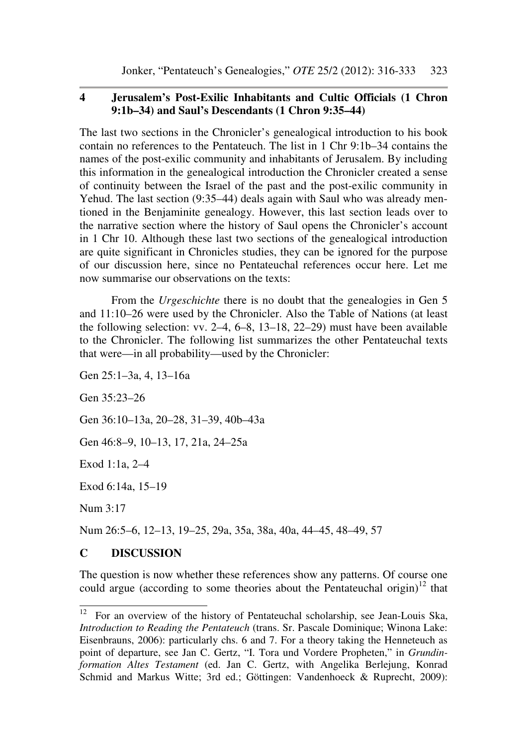## 4 Jerusalem's Post-Exilic Inhabitants and Cultic Officials (1 Chron 9:1b–34) and Saul's Descendants (1 Chron 9:35–44)

The last two sections in the Chronicler's genealogical introduction to his book contain no references to the Pentateuch. The list in 1 Chr 9:1b–34 contains the names of the post-exilic community and inhabitants of Jerusalem. By including this information in the genealogical introduction the Chronicler created a sense of continuity between the Israel of the past and the post-exilic community in Yehud. The last section (9:35–44) deals again with Saul who was already mentioned in the Benjaminite genealogy. However, this last section leads over to the narrative section where the history of Saul opens the Chronicler's account in 1 Chr 10. Although these last two sections of the genealogical introduction are quite significant in Chronicles studies, they can be ignored for the purpose of our discussion here, since no Pentateuchal references occur here. Let me now summarise our observations on the texts:

From the *Urgeschichte* there is no doubt that the genealogies in Gen 5 and 11:10–26 were used by the Chronicler. Also the Table of Nations (at least the following selection: vv. 2–4, 6–8, 13–18, 22–29) must have been available to the Chronicler. The following list summarizes the other Pentateuchal texts that were—in all probability—used by the Chronicler:

Gen 25:1–3a, 4, 13–16a

Gen 35:23–26

Gen 36:10–13a, 20–28, 31–39, 40b–43a

Gen 46:8–9, 10–13, 17, 21a, 24–25a

Exod 1:1a, 2–4

Exod 6:14a, 15–19

Num 3:17

Num 26:5–6, 12–13, 19–25, 29a, 35a, 38a, 40a, 44–45, 48–49, 57

## C DISCUSSION

The question is now whether these references show any patterns. Of course one could argue (according to some theories about the Pentateuchal origin)[12] that

[12] For an overview of the history of Pentateuchal scholarship, see Jean-Louis Ska, *Introduction to Reading the Pentateuch* (trans. Sr. Pascale Dominique; Winona Lake: Eisenbrauns, 2006): particularly chs. 6 and 7. For a theory taking the Henneteuch as point of departure, see Jan C. Gertz, "I. Tora und Vordere Propheten," in *Grundinformation Altes Testament* (ed. Jan C. Gertz, with Angelika Berlejung, Konrad Schmid and Markus Witte; 3rd ed.; Göttingen: Vandenhoeck & Ruprecht, 2009):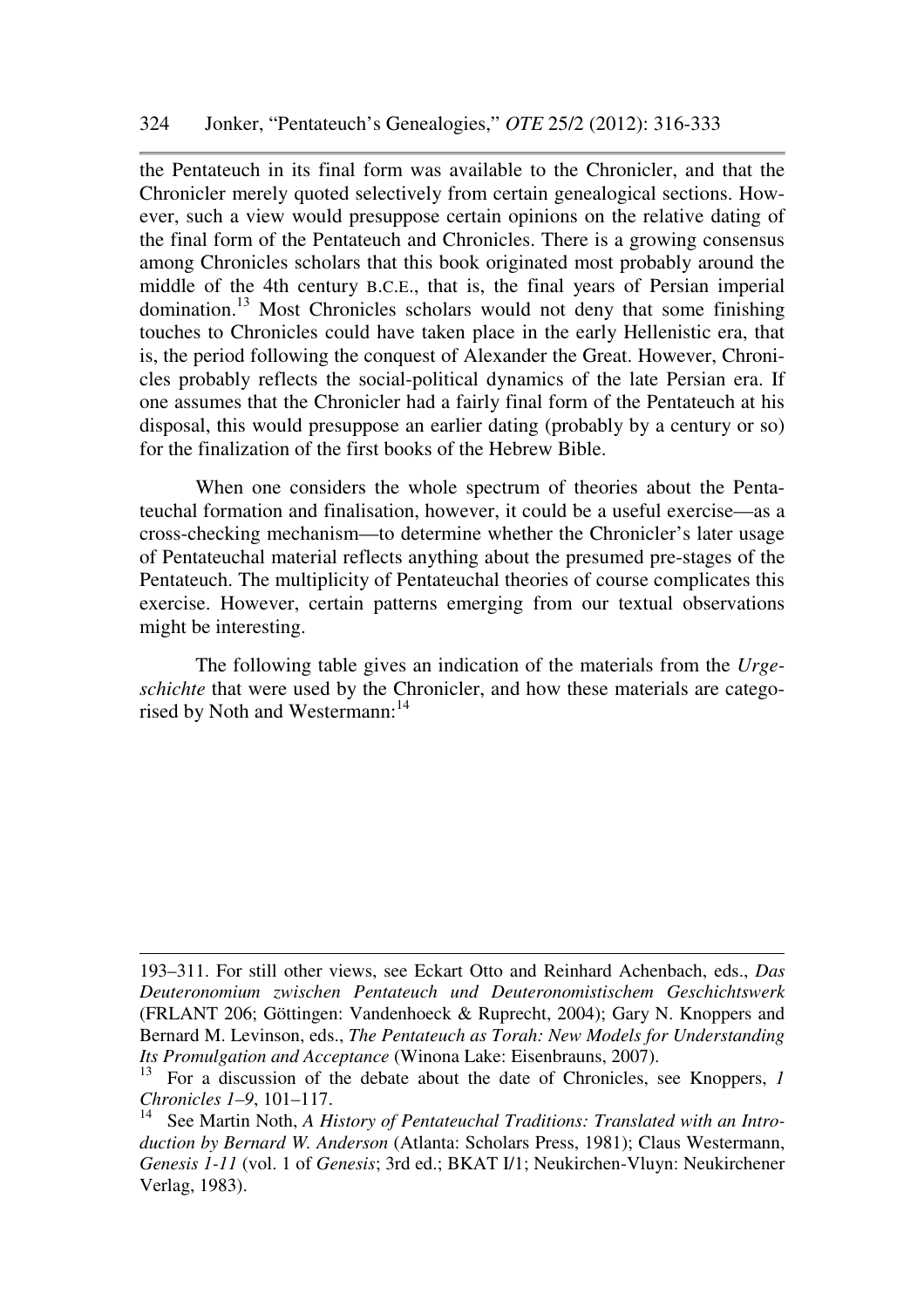the Pentateuch in its final form was available to the Chronicler, and that the Chronicler merely quoted selectively from certain genealogical sections. However, such a view would presuppose certain opinions on the relative dating of the final form of the Pentateuch and Chronicles. There is a growing consensus among Chronicles scholars that this book originated most probably around the middle of the 4th century B.C.E., that is, the final years of Persian imperial domination.[13] Most Chronicles scholars would not deny that some finishing touches to Chronicles could have taken place in the early Hellenistic era, that is, the period following the conquest of Alexander the Great. However, Chronicles probably reflects the social-political dynamics of the late Persian era. If one assumes that the Chronicler had a fairly final form of the Pentateuch at his disposal, this would presuppose an earlier dating (probably by a century or so) for the finalization of the first books of the Hebrew Bible.

When one considers the whole spectrum of theories about the Pentateuchal formation and finalisation, however, it could be a useful exercise—as a cross-checking mechanism—to determine whether the Chronicler's later usage of Pentateuchal material reflects anything about the presumed pre-stages of the Pentateuch. The multiplicity of Pentateuchal theories of course complicates this exercise. However, certain patterns emerging from our textual observations might be interesting.

The following table gives an indication of the materials from the *Urgeschichte* that were used by the Chronicler, and how these materials are categorised by Noth and Westermann:[14]

---

193–311. For still other views, see Eckart Otto and Reinhard Achenbach, eds., *Das Deuteronomium zwischen Pentateuch und Deuteronomistischem Geschichtswerk* (FRLANT 206; Göttingen: Vandenhoeck & Ruprecht, 2004); Gary N. Knoppers and Bernard M. Levinson, eds., *The Pentateuch as Torah: New Models for Understanding Its Promulgation and Acceptance* (Winona Lake: Eisenbrauns, 2007).

[13] For a discussion of the debate about the date of Chronicles, see Knoppers, *1 Chronicles 1–9*, 101–117.

[14] See Martin Noth, *A History of Pentateuchal Traditions: Translated with an Introduction by Bernard W. Anderson* (Atlanta: Scholars Press, 1981); Claus Westermann, *Genesis 1-11* (vol. 1 of *Genesis*; 3rd ed.; BKAT I/1; Neukirchen-Vluyn: Neukirchener Verlag, 1983).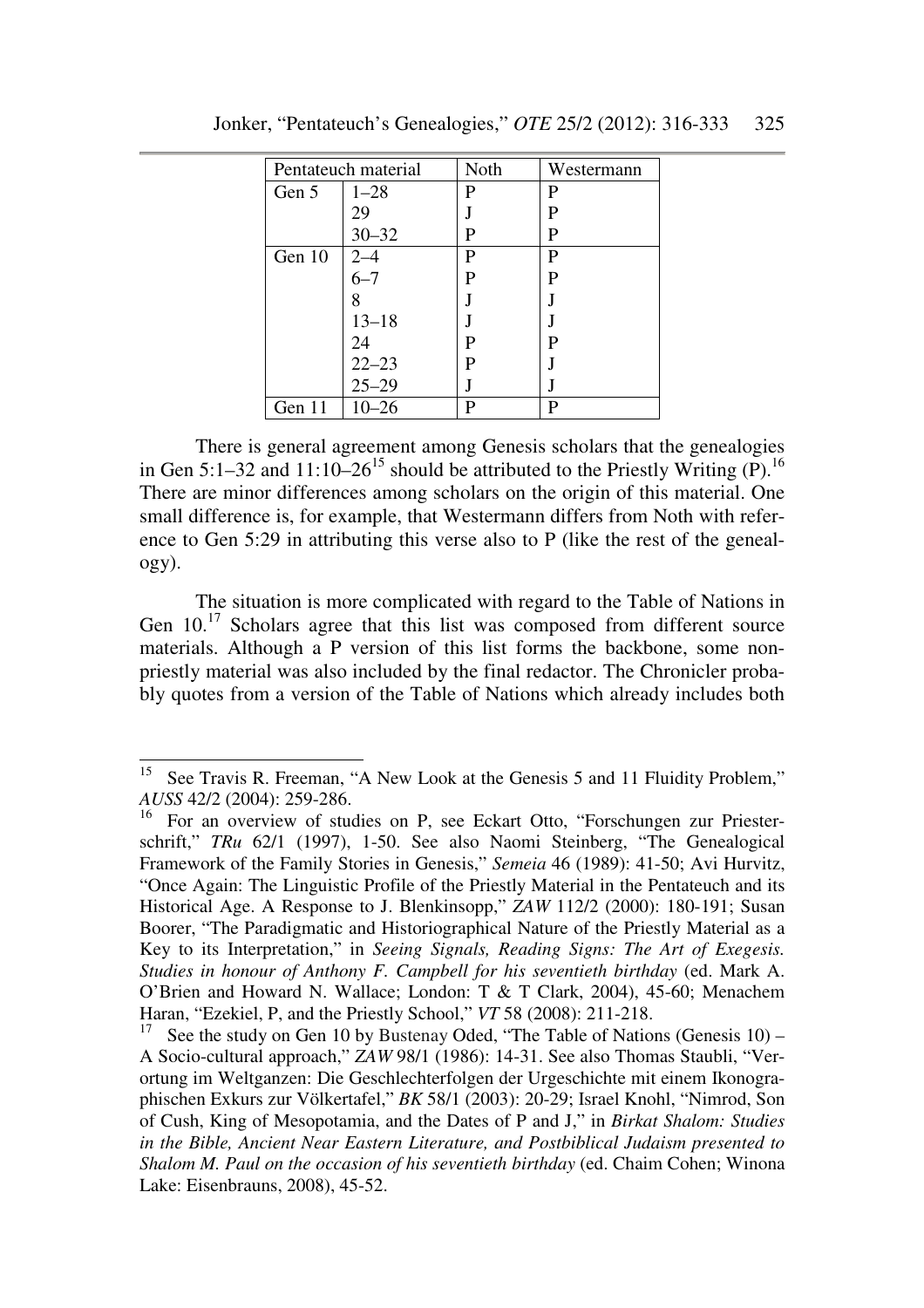| Pentateuch material | | Noth | Westermann |
|---|---|---|---|
| Gen 5 | 1–28 | P | P |
| | 29 | J | P |
| | 30–32 | P | P |
| Gen 10 | 2–4 | P | P |
| | 6–7 | P | P |
| | 8 | J | J |
| | 13–18 | J | J |
| | 24 | P | P |
| | 22–23 | P | J |
| | 25–29 | J | J |
| Gen 11 | 10–26 | P | P |

There is general agreement among Genesis scholars that the genealogies in Gen 5:1–32 and 11:10–26[15] should be attributed to the Priestly Writing (P).[16] There are minor differences among scholars on the origin of this material. One small difference is, for example, that Westermann differs from Noth with reference to Gen 5:29 in attributing this verse also to P (like the rest of the genealogy).

The situation is more complicated with regard to the Table of Nations in Gen 10.[17] Scholars agree that this list was composed from different source materials. Although a P version of this list forms the backbone, some non-priestly material was also included by the final redactor. The Chronicler probably quotes from a version of the Table of Nations which already includes both

---

[15] See Travis R. Freeman, "A New Look at the Genesis 5 and 11 Fluidity Problem," *AUSS* 42/2 (2004): 259-286.

[16] For an overview of studies on P, see Eckart Otto, "Forschungen zur Priesterschrift," *TRu* 62/1 (1997), 1-50. See also Naomi Steinberg, "The Genealogical Framework of the Family Stories in Genesis," *Semeia* 46 (1989): 41-50; Avi Hurvitz, "Once Again: The Linguistic Profile of the Priestly Material in the Pentateuch and its Historical Age. A Response to J. Blenkinsopp," *ZAW* 112/2 (2000): 180-191; Susan Boorer, "The Paradigmatic and Historiographical Nature of the Priestly Material as a Key to its Interpretation," in *Seeing Signals, Reading Signs: The Art of Exegesis. Studies in honour of Anthony F. Campbell for his seventieth birthday* (ed. Mark A. O'Brien and Howard N. Wallace; London: T & T Clark, 2004), 45-60; Menachem Haran, "Ezekiel, P, and the Priestly School," *VT* 58 (2008): 211-218.

[17] See the study on Gen 10 by Bustenay Oded, "The Table of Nations (Genesis 10) – A Socio-cultural approach," *ZAW* 98/1 (1986): 14-31. See also Thomas Staubli, "Verortung im Weltganzen: Die Geschlechterfolgen der Urgeschichte mit einem Ikonographischen Exkurs zur Völkertafel," *BK* 58/1 (2003): 20-29; Israel Knohl, "Nimrod, Son of Cush, King of Mesopotamia, and the Dates of P and J," in *Birkat Shalom: Studies in the Bible, Ancient Near Eastern Literature, and Postbiblical Judaism presented to Shalom M. Paul on the occasion of his seventieth birthday* (ed. Chaim Cohen; Winona Lake: Eisenbrauns, 2008), 45-52.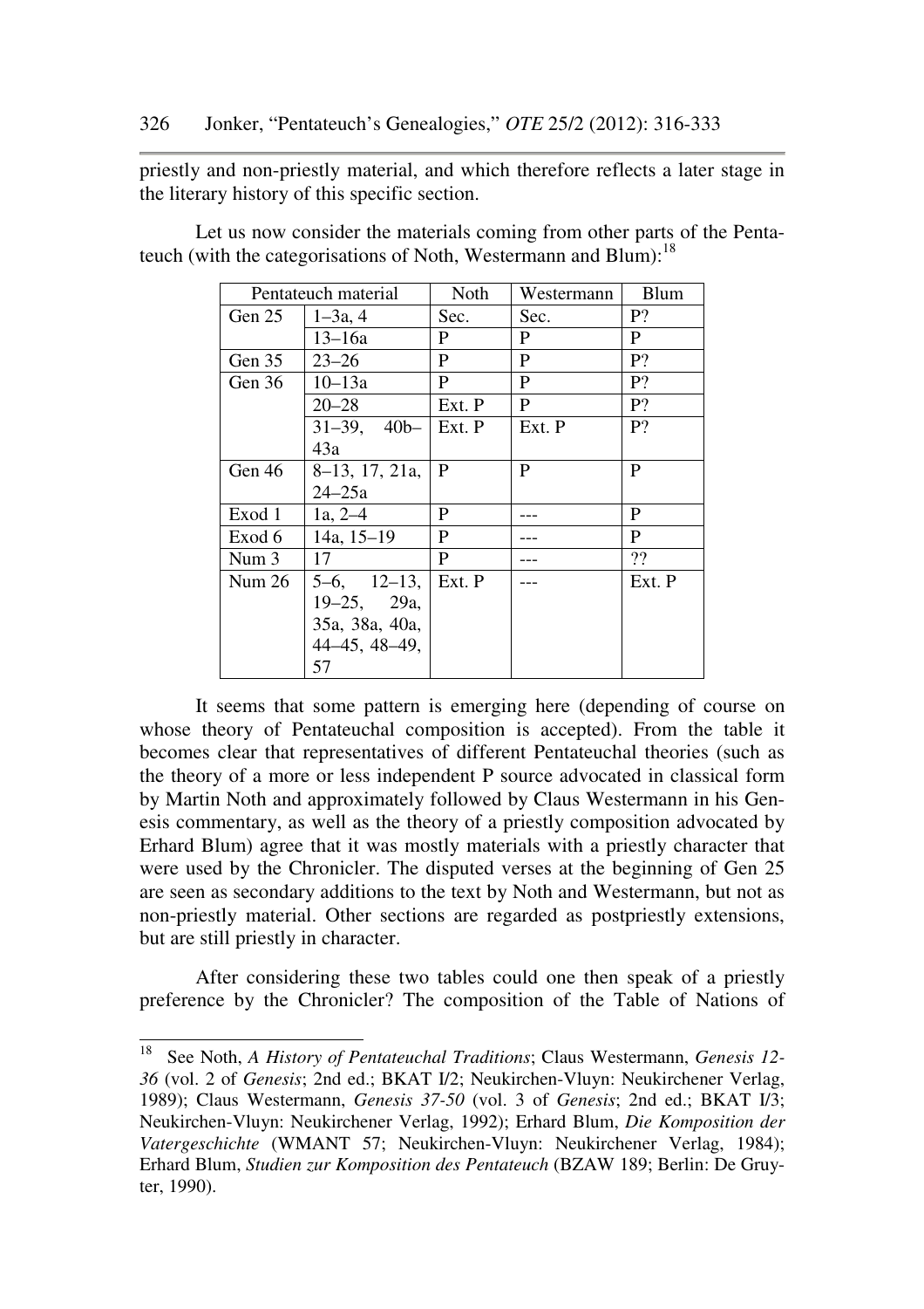priestly and non-priestly material, and which therefore reflects a later stage in the literary history of this specific section.

Let us now consider the materials coming from other parts of the Pentateuch (with the categorisations of Noth, Westermann and Blum):[18]

| Pentateuch material | | Noth | Westermann | Blum |
|---|---|---|---|---|
| Gen 25 | 1–3a, 4 | Sec. | Sec. | P? |
| | 13–16a | P | P | P |
| Gen 35 | 23–26 | P | P | P? |
| Gen 36 | 10–13a | P | P | P? |
| | 20–28 | Ext. P | P | P? |
| | 31–39, 40b–43a | Ext. P | Ext. P | P? |
| Gen 46 | 8–13, 17, 21a, 24–25a | P | P | P |
| Exod 1 | 1a, 2–4 | P | --- | P |
| Exod 6 | 14a, 15–19 | P | --- | P |
| Num 3 | 17 | P | --- | ?? |
| Num 26 | 5–6, 12–13, 19–25, 29a, 35a, 38a, 40a, 44–45, 48–49, 57 | Ext. P | --- | Ext. P |

It seems that some pattern is emerging here (depending of course on whose theory of Pentateuchal composition is accepted). From the table it becomes clear that representatives of different Pentateuchal theories (such as the theory of a more or less independent P source advocated in classical form by Martin Noth and approximately followed by Claus Westermann in his Genesis commentary, as well as the theory of a priestly composition advocated by Erhard Blum) agree that it was mostly materials with a priestly character that were used by the Chronicler. The disputed verses at the beginning of Gen 25 are seen as secondary additions to the text by Noth and Westermann, but not as non-priestly material. Other sections are regarded as postpriestly extensions, but are still priestly in character.

After considering these two tables could one then speak of a priestly preference by the Chronicler? The composition of the Table of Nations of

---

[18] See Noth, *A History of Pentateuchal Traditions*; Claus Westermann, *Genesis 12-36* (vol. 2 of *Genesis*; 2nd ed.; BKAT I/2; Neukirchen-Vluyn: Neukirchener Verlag, 1989); Claus Westermann, *Genesis 37-50* (vol. 3 of *Genesis*; 2nd ed.; BKAT I/3; Neukirchen-Vluyn: Neukirchener Verlag, 1992); Erhard Blum, *Die Komposition der Vatergeschichte* (WMANT 57; Neukirchen-Vluyn: Neukirchener Verlag, 1984); Erhard Blum, *Studien zur Komposition des Pentateuch* (BZAW 189; Berlin: De Gruyter, 1990).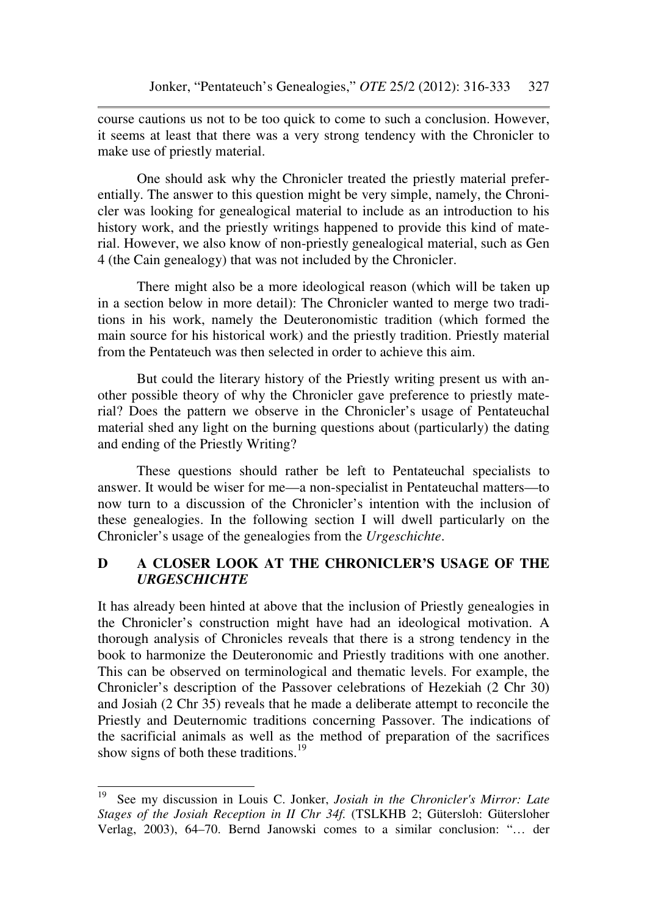course cautions us not to be too quick to come to such a conclusion. However, it seems at least that there was a very strong tendency with the Chronicler to make use of priestly material.

One should ask why the Chronicler treated the priestly material preferentially. The answer to this question might be very simple, namely, the Chronicler was looking for genealogical material to include as an introduction to his history work, and the priestly writings happened to provide this kind of material. However, we also know of non-priestly genealogical material, such as Gen 4 (the Cain genealogy) that was not included by the Chronicler.

There might also be a more ideological reason (which will be taken up in a section below in more detail): The Chronicler wanted to merge two traditions in his work, namely the Deuteronomistic tradition (which formed the main source for his historical work) and the priestly tradition. Priestly material from the Pentateuch was then selected in order to achieve this aim.

But could the literary history of the Priestly writing present us with another possible theory of why the Chronicler gave preference to priestly material? Does the pattern we observe in the Chronicler's usage of Pentateuchal material shed any light on the burning questions about (particularly) the dating and ending of the Priestly Writing?

These questions should rather be left to Pentateuchal specialists to answer. It would be wiser for me—a non-specialist in Pentateuchal matters—to now turn to a discussion of the Chronicler's intention with the inclusion of these genealogies. In the following section I will dwell particularly on the Chronicler's usage of the genealogies from the *Urgeschichte*.

## D A CLOSER LOOK AT THE CHRONICLER'S USAGE OF THE *URGESCHICHTE*

It has already been hinted at above that the inclusion of Priestly genealogies in the Chronicler's construction might have had an ideological motivation. A thorough analysis of Chronicles reveals that there is a strong tendency in the book to harmonize the Deuteronomic and Priestly traditions with one another. This can be observed on terminological and thematic levels. For example, the Chronicler's description of the Passover celebrations of Hezekiah (2 Chr 30) and Josiah (2 Chr 35) reveals that he made a deliberate attempt to reconcile the Priestly and Deuternomic traditions concerning Passover. The indications of the sacrificial animals as well as the method of preparation of the sacrifices show signs of both these traditions.[19]

---

[19] See my discussion in Louis C. Jonker, *Josiah in the Chronicler's Mirror: Late Stages of the Josiah Reception in II Chr 34f.* (TSLKHB 2; Gütersloh: Gütersloher Verlag, 2003), 64–70. Bernd Janowski comes to a similar conclusion: "… der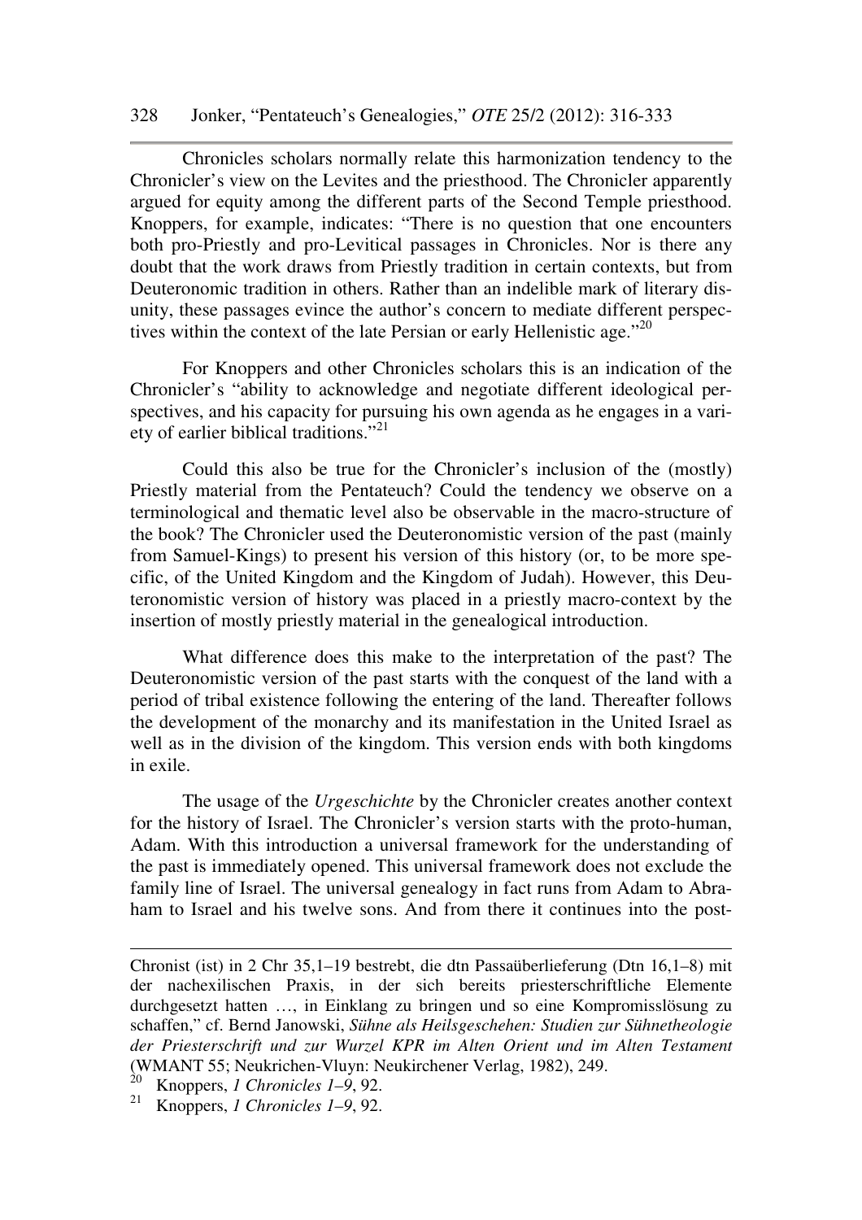Chronicles scholars normally relate this harmonization tendency to the Chronicler's view on the Levites and the priesthood. The Chronicler apparently argued for equity among the different parts of the Second Temple priesthood. Knoppers, for example, indicates: "There is no question that one encounters both pro-Priestly and pro-Levitical passages in Chronicles. Nor is there any doubt that the work draws from Priestly tradition in certain contexts, but from Deuteronomic tradition in others. Rather than an indelible mark of literary disunity, these passages evince the author's concern to mediate different perspectives within the context of the late Persian or early Hellenistic age."[20]

For Knoppers and other Chronicles scholars this is an indication of the Chronicler's "ability to acknowledge and negotiate different ideological perspectives, and his capacity for pursuing his own agenda as he engages in a variety of earlier biblical traditions."[21]

Could this also be true for the Chronicler's inclusion of the (mostly) Priestly material from the Pentateuch? Could the tendency we observe on a terminological and thematic level also be observable in the macro-structure of the book? The Chronicler used the Deuteronomistic version of the past (mainly from Samuel-Kings) to present his version of this history (or, to be more specific, of the United Kingdom and the Kingdom of Judah). However, this Deuteronomistic version of history was placed in a priestly macro-context by the insertion of mostly priestly material in the genealogical introduction.

What difference does this make to the interpretation of the past? The Deuteronomistic version of the past starts with the conquest of the land with a period of tribal existence following the entering of the land. Thereafter follows the development of the monarchy and its manifestation in the United Israel as well as in the division of the kingdom. This version ends with both kingdoms in exile.

The usage of the *Urgeschichte* by the Chronicler creates another context for the history of Israel. The Chronicler's version starts with the proto-human, Adam. With this introduction a universal framework for the understanding of the past is immediately opened. This universal framework does not exclude the family line of Israel. The universal genealogy in fact runs from Adam to Abraham to Israel and his twelve sons. And from there it continues into the post-

---

Chronist (ist) in 2 Chr 35,1–19 bestrebt, die dtn Passaüberlieferung (Dtn 16,1–8) mit der nachexilischen Praxis, in der sich bereits priesterschriftliche Elemente durchgesetzt hatten …, in Einklang zu bringen und so eine Kompromisslösung zu schaffen," cf. Bernd Janowski, *Sühne als Heilsgeschehen: Studien zur Sühnetheologie der Priesterschrift und zur Wurzel KPR im Alten Orient und im Alten Testament* (WMANT 55; Neukrichen-Vluyn: Neukirchener Verlag, 1982), 249.

[20] Knoppers, *1 Chronicles 1–9*, 92.

[21] Knoppers, *1 Chronicles 1–9*, 92.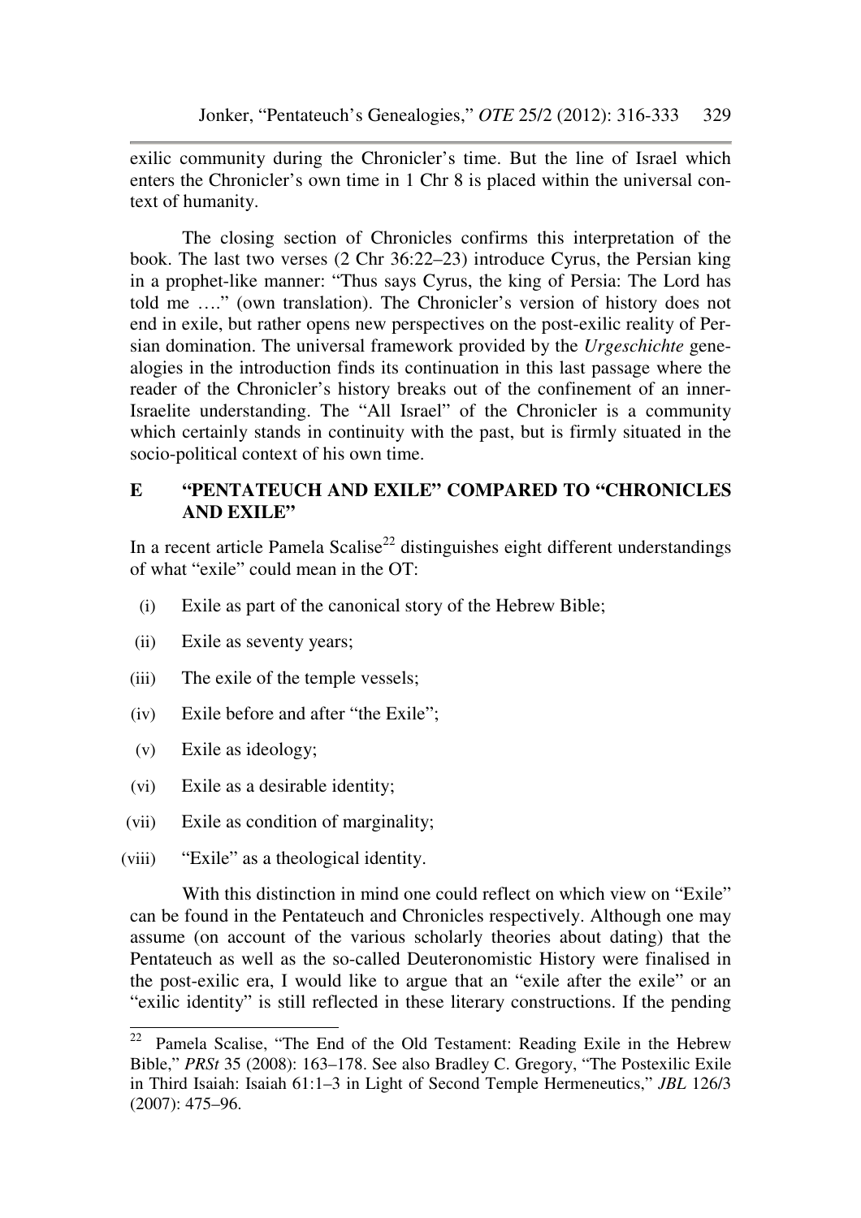exilic community during the Chronicler's time. But the line of Israel which enters the Chronicler's own time in 1 Chr 8 is placed within the universal context of humanity.

The closing section of Chronicles confirms this interpretation of the book. The last two verses (2 Chr 36:22–23) introduce Cyrus, the Persian king in a prophet-like manner: "Thus says Cyrus, the king of Persia: The Lord has told me …." (own translation). The Chronicler's version of history does not end in exile, but rather opens new perspectives on the post-exilic reality of Persian domination. The universal framework provided by the *Urgeschichte* genealogies in the introduction finds its continuation in this last passage where the reader of the Chronicler's history breaks out of the confinement of an inner-Israelite understanding. The "All Israel" of the Chronicler is a community which certainly stands in continuity with the past, but is firmly situated in the socio-political context of his own time.

## E "PENTATEUCH AND EXILE" COMPARED TO "CHRONICLES AND EXILE"

In a recent article Pamela Scalise[22] distinguishes eight different understandings of what "exile" could mean in the OT:

(i) Exile as part of the canonical story of the Hebrew Bible;

(ii) Exile as seventy years;

(iii) The exile of the temple vessels;

(iv) Exile before and after "the Exile";

(v) Exile as ideology;

(vi) Exile as a desirable identity;

(vii) Exile as condition of marginality;

(viii) "Exile" as a theological identity.

With this distinction in mind one could reflect on which view on "Exile" can be found in the Pentateuch and Chronicles respectively. Although one may assume (on account of the various scholarly theories about dating) that the Pentateuch as well as the so-called Deuteronomistic History were finalised in the post-exilic era, I would like to argue that an "exile after the exile" or an "exilic identity" is still reflected in these literary constructions. If the pending

---

[22] Pamela Scalise, "The End of the Old Testament: Reading Exile in the Hebrew Bible," *PRSt* 35 (2008): 163–178. See also Bradley C. Gregory, "The Postexilic Exile in Third Isaiah: Isaiah 61:1–3 in Light of Second Temple Hermeneutics," *JBL* 126/3 (2007): 475–96.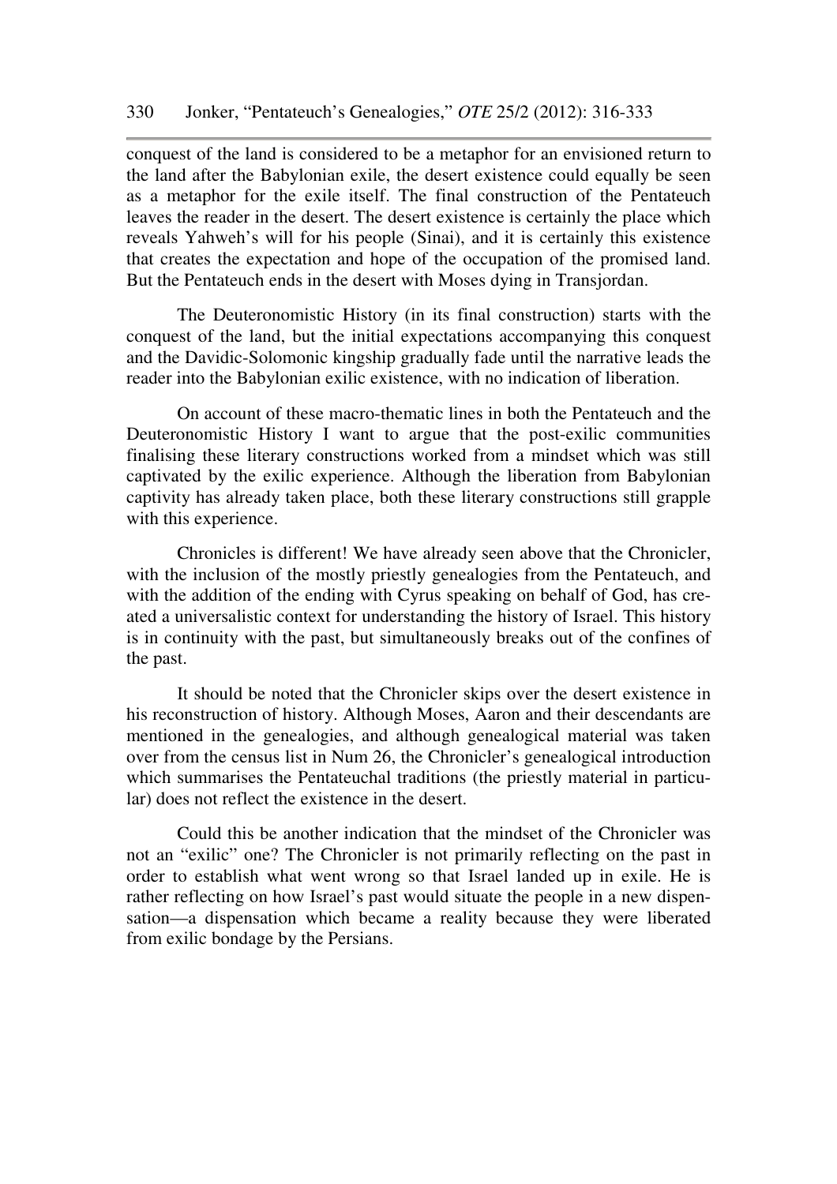conquest of the land is considered to be a metaphor for an envisioned return to the land after the Babylonian exile, the desert existence could equally be seen as a metaphor for the exile itself. The final construction of the Pentateuch leaves the reader in the desert. The desert existence is certainly the place which reveals Yahweh's will for his people (Sinai), and it is certainly this existence that creates the expectation and hope of the occupation of the promised land. But the Pentateuch ends in the desert with Moses dying in Transjordan.

The Deuteronomistic History (in its final construction) starts with the conquest of the land, but the initial expectations accompanying this conquest and the Davidic-Solomonic kingship gradually fade until the narrative leads the reader into the Babylonian exilic existence, with no indication of liberation.

On account of these macro-thematic lines in both the Pentateuch and the Deuteronomistic History I want to argue that the post-exilic communities finalising these literary constructions worked from a mindset which was still captivated by the exilic experience. Although the liberation from Babylonian captivity has already taken place, both these literary constructions still grapple with this experience.

Chronicles is different! We have already seen above that the Chronicler, with the inclusion of the mostly priestly genealogies from the Pentateuch, and with the addition of the ending with Cyrus speaking on behalf of God, has created a universalistic context for understanding the history of Israel. This history is in continuity with the past, but simultaneously breaks out of the confines of the past.

It should be noted that the Chronicler skips over the desert existence in his reconstruction of history. Although Moses, Aaron and their descendants are mentioned in the genealogies, and although genealogical material was taken over from the census list in Num 26, the Chronicler's genealogical introduction which summarises the Pentateuchal traditions (the priestly material in particular) does not reflect the existence in the desert.

Could this be another indication that the mindset of the Chronicler was not an "exilic" one? The Chronicler is not primarily reflecting on the past in order to establish what went wrong so that Israel landed up in exile. He is rather reflecting on how Israel's past would situate the people in a new dispensation—a dispensation which became a reality because they were liberated from exilic bondage by the Persians.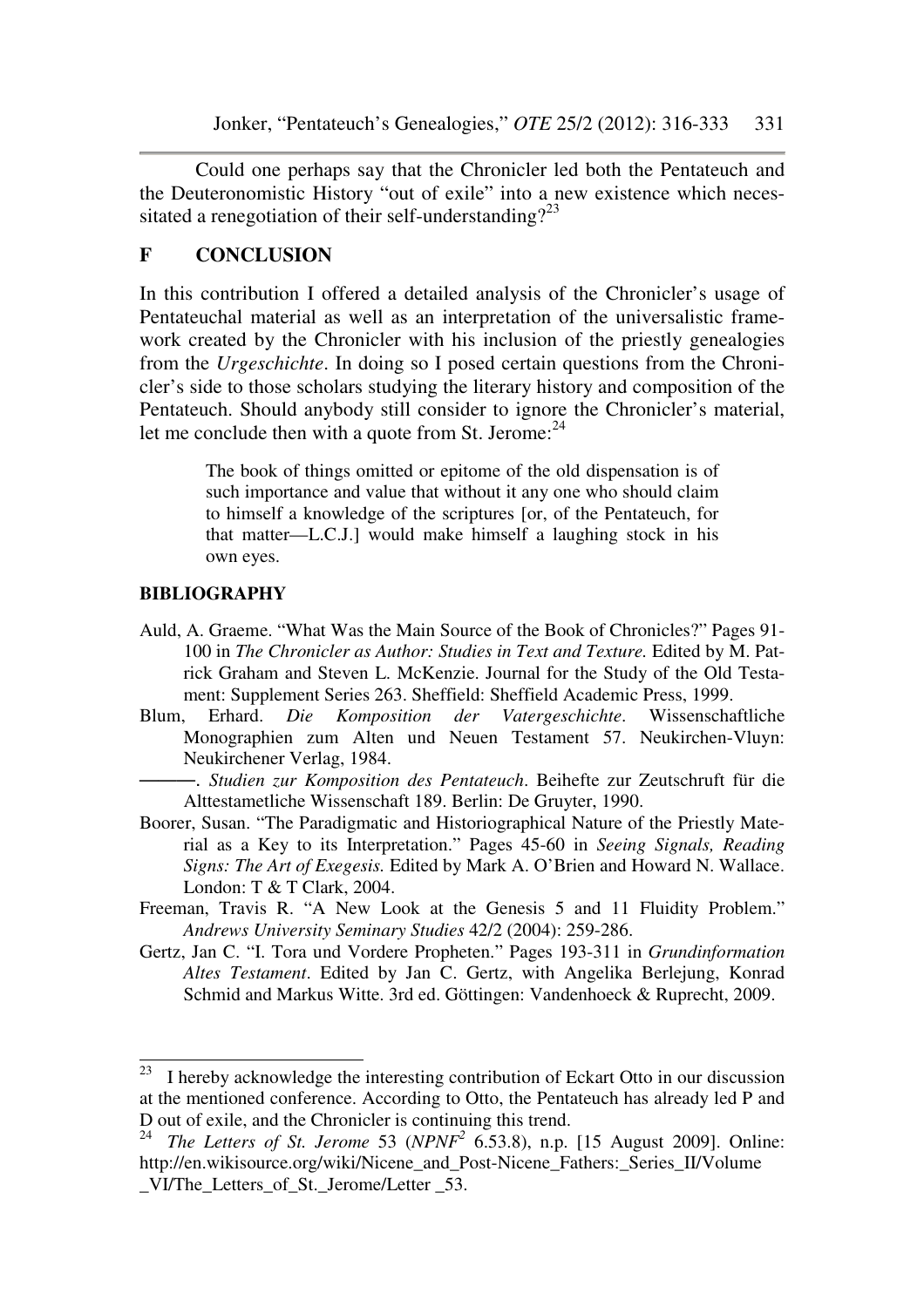Could one perhaps say that the Chronicler led both the Pentateuch and the Deuteronomistic History "out of exile" into a new existence which necessitated a renegotiation of their self-understanding?[23]

## F CONCLUSION

In this contribution I offered a detailed analysis of the Chronicler's usage of Pentateuchal material as well as an interpretation of the universalistic framework created by the Chronicler with his inclusion of the priestly genealogies from the *Urgeschichte*. In doing so I posed certain questions from the Chronicler's side to those scholars studying the literary history and composition of the Pentateuch. Should anybody still consider to ignore the Chronicler's material, let me conclude then with a quote from St. Jerome:[24]

> The book of things omitted or epitome of the old dispensation is of such importance and value that without it any one who should claim to himself a knowledge of the scriptures [or, of the Pentateuch, for that matter—L.C.J.] would make himself a laughing stock in his own eyes.

### BIBLIOGRAPHY

Auld, A. Graeme. "What Was the Main Source of the Book of Chronicles?" Pages 91-100 in *The Chronicler as Author: Studies in Text and Texture.* Edited by M. Patrick Graham and Steven L. McKenzie. Journal for the Study of the Old Testament: Supplement Series 263. Sheffield: Sheffield Academic Press, 1999.

Blum, Erhard. *Die Komposition der Vatergeschichte*. Wissenschaftliche Monographien zum Alten und Neuen Testament 57. Neukirchen-Vluyn: Neukirchener Verlag, 1984.

———. *Studien zur Komposition des Pentateuch*. Beihefte zur Zeutschruft für die Alttestametliche Wissenschaft 189. Berlin: De Gruyter, 1990.

Boorer, Susan. "The Paradigmatic and Historiographical Nature of the Priestly Material as a Key to its Interpretation." Pages 45-60 in *Seeing Signals, Reading Signs: The Art of Exegesis.* Edited by Mark A. O'Brien and Howard N. Wallace. London: T & T Clark, 2004.

Freeman, Travis R. "A New Look at the Genesis 5 and 11 Fluidity Problem." *Andrews University Seminary Studies* 42/2 (2004): 259-286.

Gertz, Jan C. "I. Tora und Vordere Propheten." Pages 193-311 in *Grundinformation Altes Testament*. Edited by Jan C. Gertz, with Angelika Berlejung, Konrad Schmid and Markus Witte. 3rd ed. Göttingen: Vandenhoeck & Ruprecht, 2009.

---

[23] I hereby acknowledge the interesting contribution of Eckart Otto in our discussion at the mentioned conference. According to Otto, the Pentateuch has already led P and D out of exile, and the Chronicler is continuing this trend.

[24] *The Letters of St. Jerome* 53 (*NPNF*[2] 6.53.8), n.p. [15 August 2009]. Online: http://en.wikisource.org/wiki/Nicene_and_Post-Nicene_Fathers:_Series_II/Volume_VI/The_Letters_of_St._Jerome/Letter _53.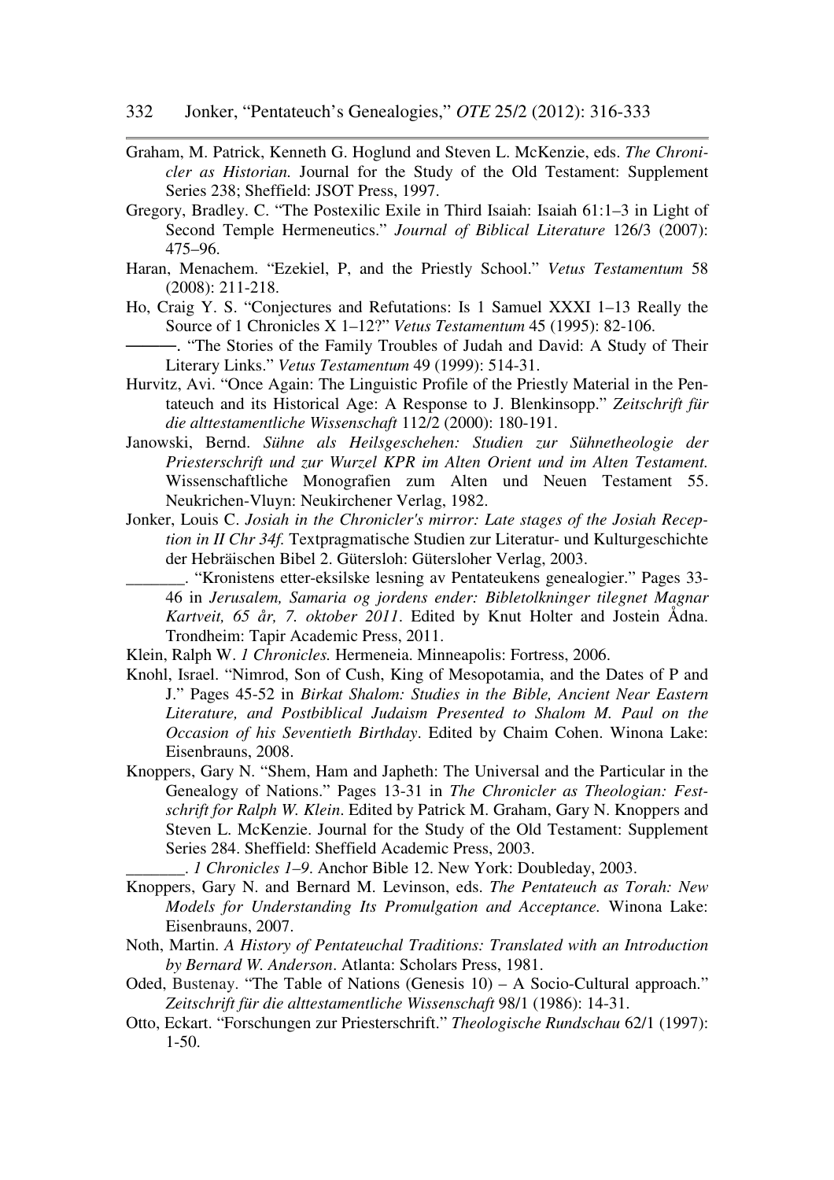Graham, M. Patrick, Kenneth G. Hoglund and Steven L. McKenzie, eds. *The Chronicler as Historian.* Journal for the Study of the Old Testament: Supplement Series 238; Sheffield: JSOT Press, 1997.

Gregory, Bradley. C. "The Postexilic Exile in Third Isaiah: Isaiah 61:1–3 in Light of Second Temple Hermeneutics." *Journal of Biblical Literature* 126/3 (2007): 475–96.

Haran, Menachem. "Ezekiel, P, and the Priestly School." *Vetus Testamentum* 58 (2008): 211-218.

Ho, Craig Y. S. "Conjectures and Refutations: Is 1 Samuel XXXI 1–13 Really the Source of 1 Chronicles X 1–12?" *Vetus Testamentum* 45 (1995): 82-106.

———. "The Stories of the Family Troubles of Judah and David: A Study of Their Literary Links." *Vetus Testamentum* 49 (1999): 514-31.

Hurvitz, Avi. "Once Again: The Linguistic Profile of the Priestly Material in the Pentateuch and its Historical Age: A Response to J. Blenkinsopp." *Zeitschrift für die alttestamentliche Wissenschaft* 112/2 (2000): 180-191.

Janowski, Bernd. *Sühne als Heilsgeschehen: Studien zur Sühnetheologie der Priesterschrift und zur Wurzel KPR im Alten Orient und im Alten Testament.* Wissenschaftliche Monografien zum Alten und Neuen Testament 55. Neukrichen-Vluyn: Neukirchener Verlag, 1982.

Jonker, Louis C. *Josiah in the Chronicler's mirror: Late stages of the Josiah Reception in II Chr 34f.* Textpragmatische Studien zur Literatur- und Kulturgeschichte der Hebräischen Bibel 2. Gütersloh: Gütersloher Verlag, 2003.

_______. "Kronistens etter-eksilske lesning av Pentateukens genealogier." Pages 33-46 in *Jerusalem, Samaria og jordens ender: Bibletolkninger tilegnet Magnar Kartveit, 65 år, 7. oktober 2011*. Edited by Knut Holter and Jostein Ådna. Trondheim: Tapir Academic Press, 2011.

Klein, Ralph W. *1 Chronicles.* Hermeneia. Minneapolis: Fortress, 2006.

Knohl, Israel. "Nimrod, Son of Cush, King of Mesopotamia, and the Dates of P and J." Pages 45-52 in *Birkat Shalom: Studies in the Bible, Ancient Near Eastern Literature, and Postbiblical Judaism Presented to Shalom M. Paul on the Occasion of his Seventieth Birthday*. Edited by Chaim Cohen. Winona Lake: Eisenbrauns, 2008.

Knoppers, Gary N. "Shem, Ham and Japheth: The Universal and the Particular in the Genealogy of Nations." Pages 13-31 in *The Chronicler as Theologian: Festschrift for Ralph W. Klein*. Edited by Patrick M. Graham, Gary N. Knoppers and Steven L. McKenzie. Journal for the Study of the Old Testament: Supplement Series 284. Sheffield: Sheffield Academic Press, 2003.

_______. *1 Chronicles 1–9*. Anchor Bible 12. New York: Doubleday, 2003.

Knoppers, Gary N. and Bernard M. Levinson, eds. *The Pentateuch as Torah: New Models for Understanding Its Promulgation and Acceptance.* Winona Lake: Eisenbrauns, 2007.

Noth, Martin. *A History of Pentateuchal Traditions: Translated with an Introduction by Bernard W. Anderson*. Atlanta: Scholars Press, 1981.

Oded, Bustenay. "The Table of Nations (Genesis 10) – A Socio-Cultural approach." *Zeitschrift für die alttestamentliche Wissenschaft* 98/1 (1986): 14-31.

Otto, Eckart. "Forschungen zur Priesterschrift." *Theologische Rundschau* 62/1 (1997): 1-50.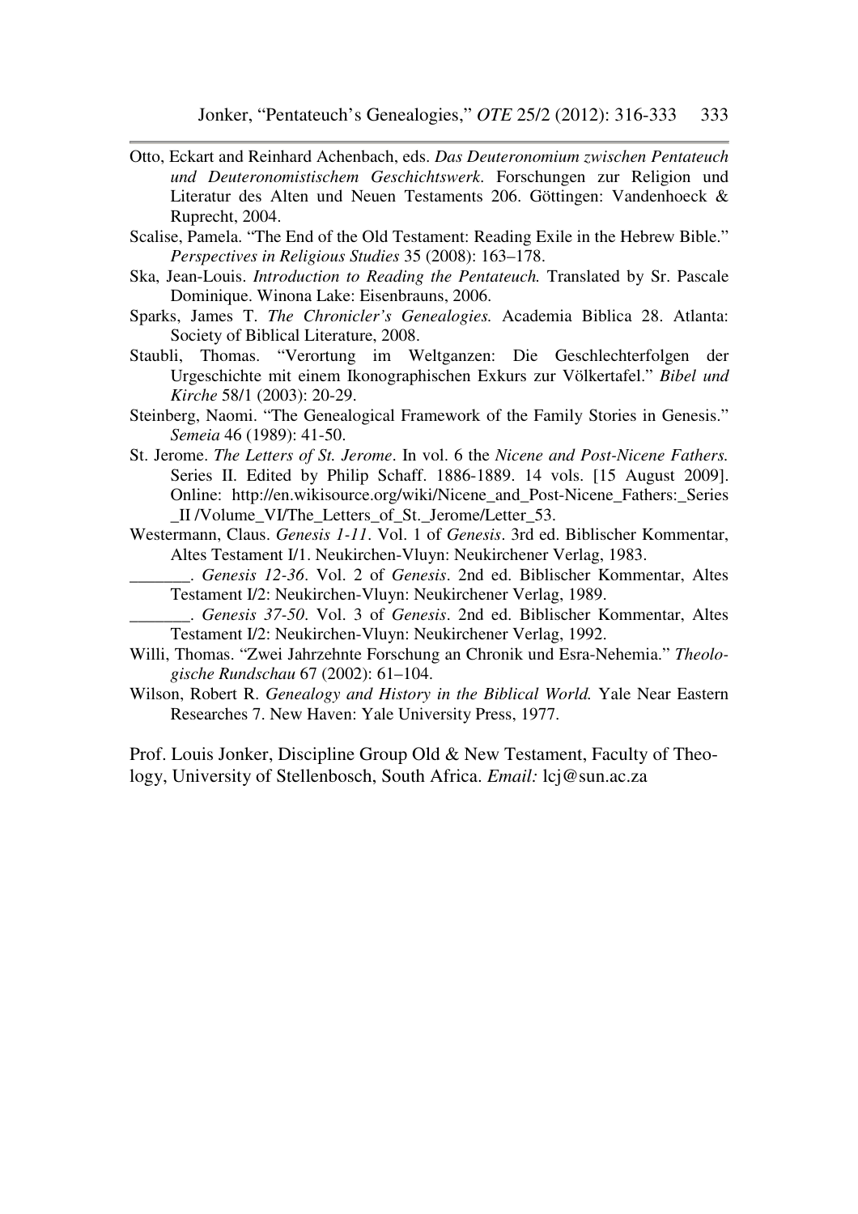Otto, Eckart and Reinhard Achenbach, eds. *Das Deuteronomium zwischen Pentateuch und Deuteronomistischem Geschichtswerk*. Forschungen zur Religion und Literatur des Alten und Neuen Testaments 206. Göttingen: Vandenhoeck & Ruprecht, 2004.

Scalise, Pamela. "The End of the Old Testament: Reading Exile in the Hebrew Bible." *Perspectives in Religious Studies* 35 (2008): 163–178.

Ska, Jean-Louis. *Introduction to Reading the Pentateuch.* Translated by Sr. Pascale Dominique. Winona Lake: Eisenbrauns, 2006.

Sparks, James T. *The Chronicler's Genealogies.* Academia Biblica 28. Atlanta: Society of Biblical Literature, 2008.

Staubli, Thomas. "Verortung im Weltganzen: Die Geschlechterfolgen der Urgeschichte mit einem Ikonographischen Exkurs zur Völkertafel." *Bibel und Kirche* 58/1 (2003): 20-29.

Steinberg, Naomi. "The Genealogical Framework of the Family Stories in Genesis." *Semeia* 46 (1989): 41-50.

St. Jerome. *The Letters of St. Jerome*. In vol. 6 the *Nicene and Post-Nicene Fathers.* Series II. Edited by Philip Schaff. 1886-1889. 14 vols. [15 August 2009]. Online: http://en.wikisource.org/wiki/Nicene_and_Post-Nicene_Fathers:_Series_II /Volume_VI/The_Letters_of_St._Jerome/Letter_53.

Westermann, Claus. *Genesis 1-11*. Vol. 1 of *Genesis*. 3rd ed. Biblischer Kommentar, Altes Testament I/1. Neukirchen-Vluyn: Neukirchener Verlag, 1983.

_______. *Genesis 12-36*. Vol. 2 of *Genesis*. 2nd ed. Biblischer Kommentar, Altes Testament I/2: Neukirchen-Vluyn: Neukirchener Verlag, 1989.

_______. *Genesis 37-50*. Vol. 3 of *Genesis*. 2nd ed. Biblischer Kommentar, Altes Testament I/2: Neukirchen-Vluyn: Neukirchener Verlag, 1992.

Willi, Thomas. "Zwei Jahrzehnte Forschung an Chronik und Esra-Nehemia." *Theologische Rundschau* 67 (2002): 61–104.

Wilson, Robert R. *Genealogy and History in the Biblical World.* Yale Near Eastern Researches 7. New Haven: Yale University Press, 1977.

Prof. Louis Jonker, Discipline Group Old & New Testament, Faculty of Theology, University of Stellenbosch, South Africa. *Email:* lcj@sun.ac.za